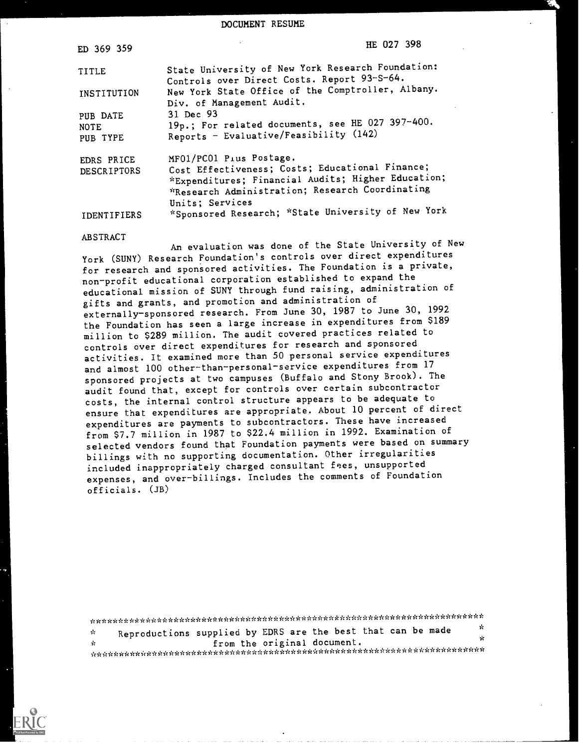DOCUMENT RESUME

| | |
|---|---|
| ED 369 359 | HE 027 398 |
| TITLE | State University of New York Research Foundation: Controls over Direct Costs. Report 93-S-64. |
| INSTITUTION | New York State Office of the Comptroller, Albany. Div. of Management Audit. |
| PUB DATE | 31 Dec 93 |
| NOTE | 19p.; For related documents, see HE 027 397-400. |
| PUB TYPE | Reports - Evaluative/Feasibility (142) |
| EDRS PRICE | MF01/PC01 Plus Postage. |
| DESCRIPTORS | Cost Effectiveness; Costs; Educational Finance; *Expenditures; Financial Audits; Higher Education; *Research Administration; Research Coordinating Units; Services |
| IDENTIFIERS | *Sponsored Research; *State University of New York |

ABSTRACT

An evaluation was done of the State University of New York (SUNY) Research Foundation's controls over direct expenditures for research and sponsored activities. The Foundation is a private, non-profit educational corporation established to expand the educational mission of SUNY through fund raising, administration of gifts and grants, and promotion and administration of externally-sponsored research. From June 30, 1987 to June 30, 1992 the Foundation has seen a large increase in expenditures from $189 million to $289 million. The audit covered practices related to controls over direct expenditures for research and sponsored activities. It examined more than 50 personal service expenditures and almost 100 other-than-personal-service expenditures from 17 sponsored projects at two campuses (Buffalo and Stony Brook). The audit found that, except for controls over certain subcontractor costs, the internal control structure appears to be adequate to ensure that expenditures are appropriate. About 10 percent of direct expenditures are payments to subcontractors. These have increased from $7.7 million in 1987 to $22.4 million in 1992. Examination of selected vendors found that Foundation payments were based on summary billings with no supporting documentation. Other irregularities included inappropriately charged consultant fees, unsupported expenses, and over-billings. Includes the comments of Foundation officials. (JB)

***********************************************************************
* Reproductions supplied by EDRS are the best that can be made *
* from the original document. *
***********************************************************************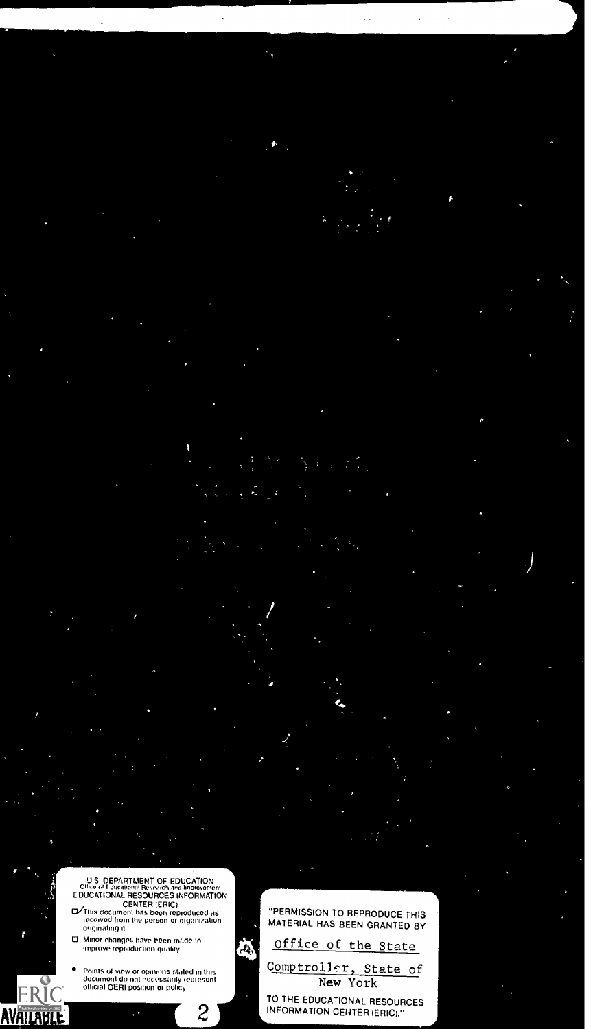U.S. DEPARTMENT OF EDUCATION
Office of Educational Research and Improvement
EDUCATIONAL RESOURCES INFORMATION CENTER (ERIC)

- ☑ This document has been reproduced as received from the person or organization originating it
- ☐ Minor changes have been made to improve reproduction quality

- Points of view or opinions stated in this document do not necessarily represent official OERI position or policy

"PERMISSION TO REPRODUCE THIS MATERIAL HAS BEEN GRANTED BY

Office of the State Comptroller, State of New York

TO THE EDUCATIONAL RESOURCES INFORMATION CENTER (ERIC)."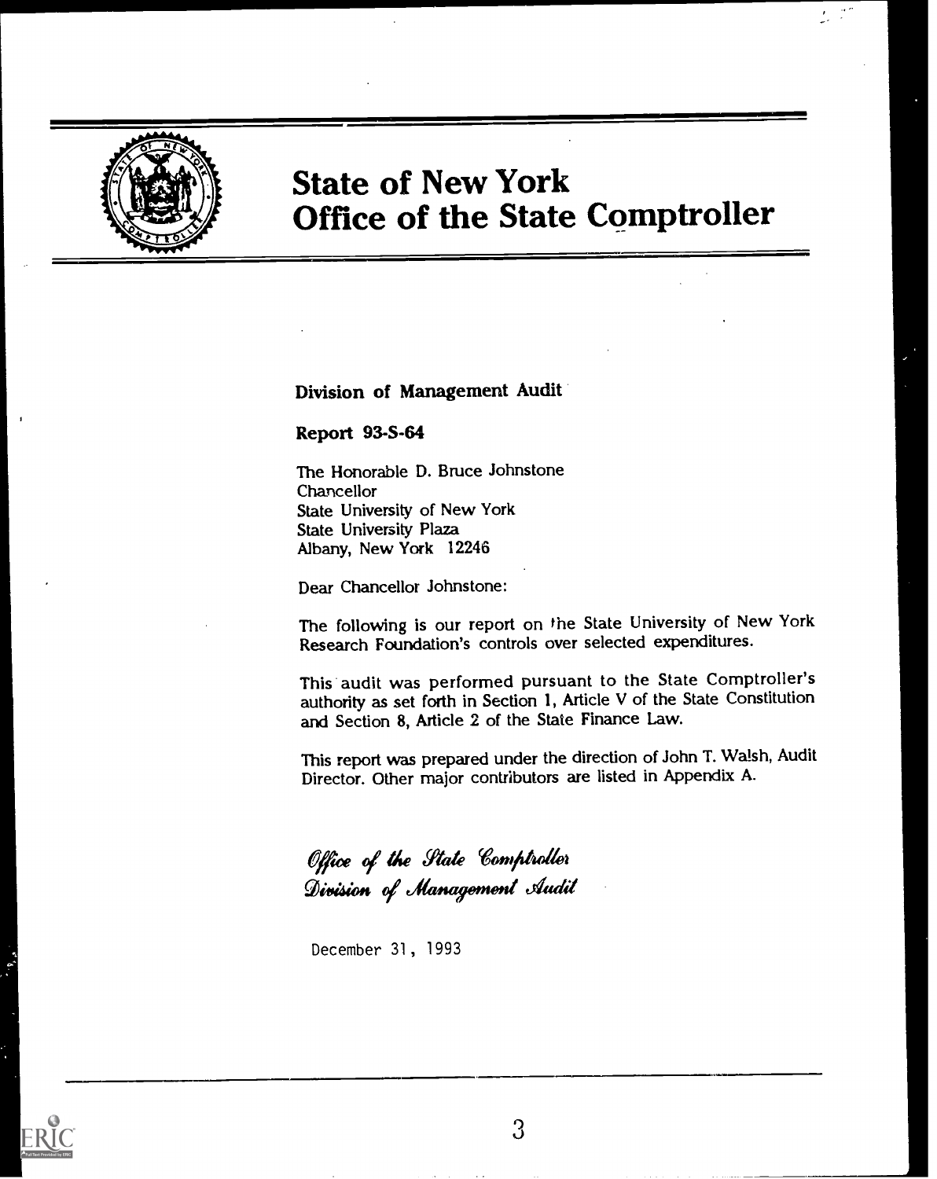# State of New York
# Office of the State Comptroller

**Division of Management Audit**

**Report 93-S-64**

The Honorable D. Bruce Johnstone
Chancellor
State University of New York
State University Plaza
Albany, New York 12246

Dear Chancellor Johnstone:

The following is our report on the State University of New York Research Foundation's controls over selected expenditures.

This audit was performed pursuant to the State Comptroller's authority as set forth in Section 1, Article V of the State Constitution and Section 8, Article 2 of the State Finance Law.

This report was prepared under the direction of John T. Walsh, Audit Director. Other major contributors are listed in Appendix A.

*Office of the State Comptroller*
*Division of Management Audit*

December 31, 1993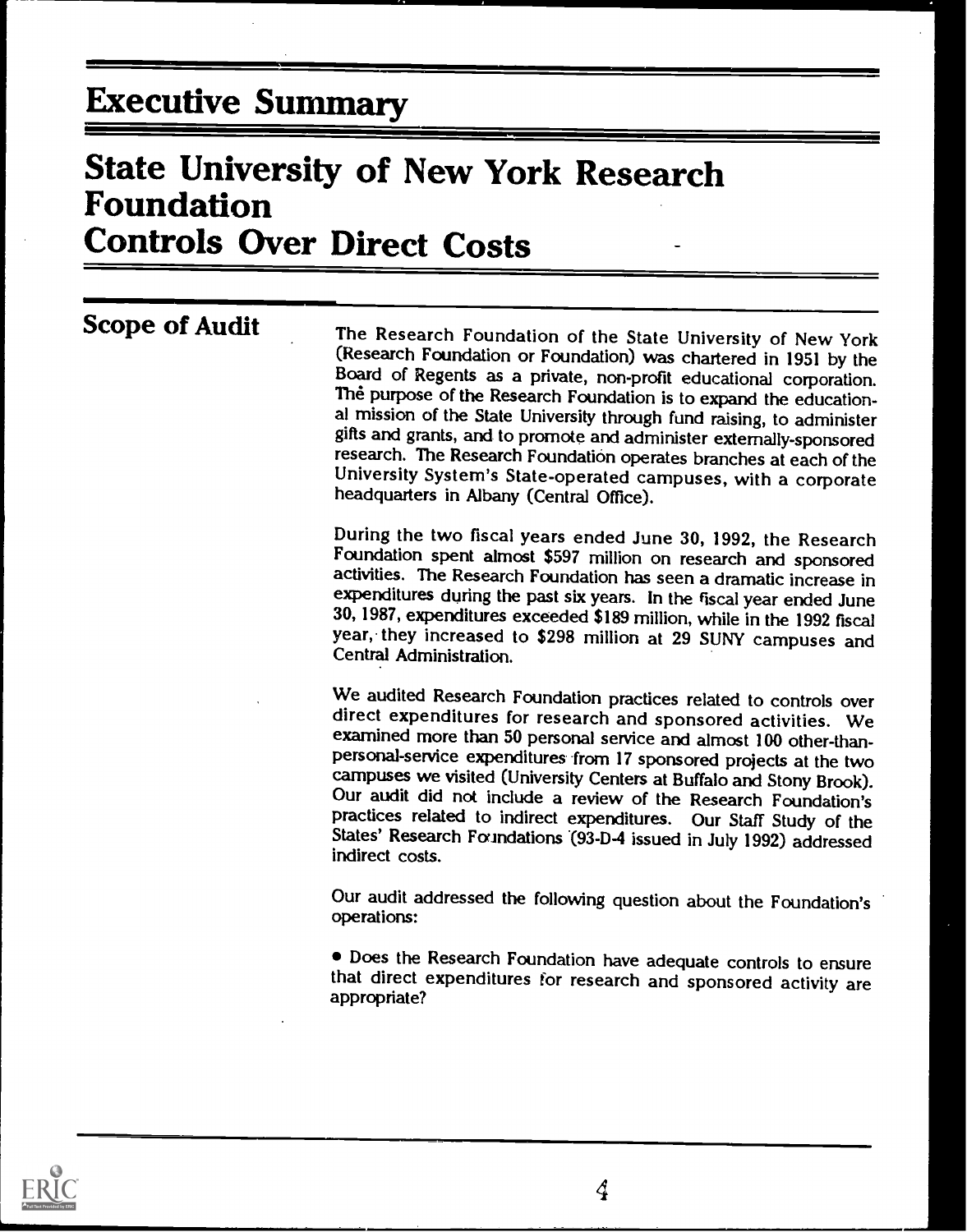# Executive Summary

# State University of New York Research Foundation Controls Over Direct Costs

## Scope of Audit

The Research Foundation of the State University of New York (Research Foundation or Foundation) was chartered in 1951 by the Board of Regents as a private, non-profit educational corporation. The purpose of the Research Foundation is to expand the educational mission of the State University through fund raising, to administer gifts and grants, and to promote and administer externally-sponsored research. The Research Foundation operates branches at each of the University System's State-operated campuses, with a corporate headquarters in Albany (Central Office).

During the two fiscal years ended June 30, 1992, the Research Foundation spent almost $597 million on research and sponsored activities. The Research Foundation has seen a dramatic increase in expenditures during the past six years. In the fiscal year ended June 30, 1987, expenditures exceeded $189 million, while in the 1992 fiscal year, they increased to $298 million at 29 SUNY campuses and Central Administration.

We audited Research Foundation practices related to controls over direct expenditures for research and sponsored activities. We examined more than 50 personal service and almost 100 other-than-personal-service expenditures from 17 sponsored projects at the two campuses we visited (University Centers at Buffalo and Stony Brook). Our audit did not include a review of the Research Foundation's practices related to indirect expenditures. Our Staff Study of the States' Research Foundations (93-D-4 issued in July 1992) addressed indirect costs.

Our audit addressed the following question about the Foundation's operations:

- Does the Research Foundation have adequate controls to ensure that direct expenditures for research and sponsored activity are appropriate?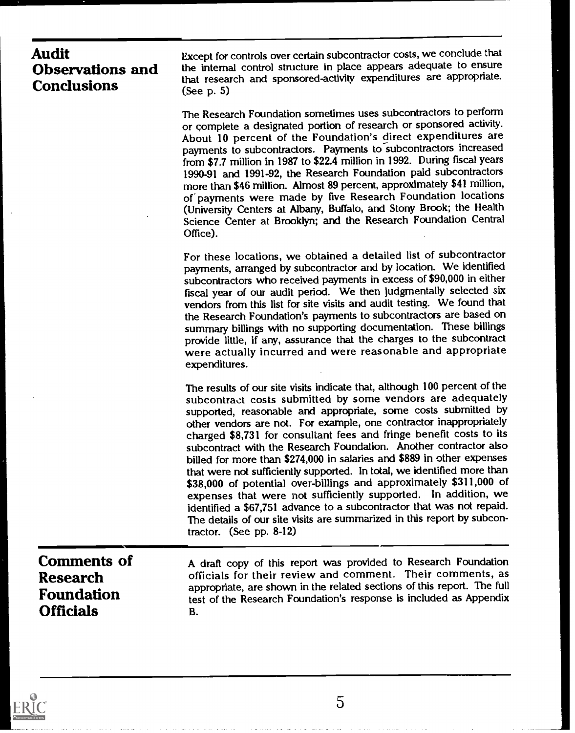## Audit Observations and Conclusions

Except for controls over certain subcontractor costs, we conclude that the internal control structure in place appears adequate to ensure that research and sponsored-activity expenditures are appropriate. (See p. 5)

The Research Foundation sometimes uses subcontractors to perform or complete a designated portion of research or sponsored activity. About 10 percent of the Foundation's direct expenditures are payments to subcontractors. Payments to subcontractors increased from $7.7 million in 1987 to $22.4 million in 1992. During fiscal years 1990-91 and 1991-92, the Research Foundation paid subcontractors more than $46 million. Almost 89 percent, approximately $41 million, of payments were made by five Research Foundation locations (University Centers at Albany, Buffalo, and Stony Brook; the Health Science Center at Brooklyn; and the Research Foundation Central Office).

For these locations, we obtained a detailed list of subcontractor payments, arranged by subcontractor and by location. We identified subcontractors who received payments in excess of $90,000 in either fiscal year of our audit period. We then judgmentally selected six vendors from this list for site visits and audit testing. We found that the Research Foundation's payments to subcontractors are based on summary billings with no supporting documentation. These billings provide little, if any, assurance that the charges to the subcontract were actually incurred and were reasonable and appropriate expenditures.

The results of our site visits indicate that, although 100 percent of the subcontract costs submitted by some vendors are adequately supported, reasonable and appropriate, some costs submitted by other vendors are not. For example, one contractor inappropriately charged $8,731 for consultant fees and fringe benefit costs to its subcontract with the Research Foundation. Another contractor also billed for more than $274,000 in salaries and $889 in other expenses that were not sufficiently supported. In total, we identified more than $38,000 of potential over-billings and approximately $311,000 of expenses that were not sufficiently supported. In addition, we identified a $67,751 advance to a subcontractor that was not repaid. The details of our site visits are summarized in this report by subcontractor. (See pp. 8-12)

## Comments of Research Foundation Officials

A draft copy of this report was provided to Research Foundation officials for their review and comment. Their comments, as appropriate, are shown in the related sections of this report. The full test of the Research Foundation's response is included as Appendix B.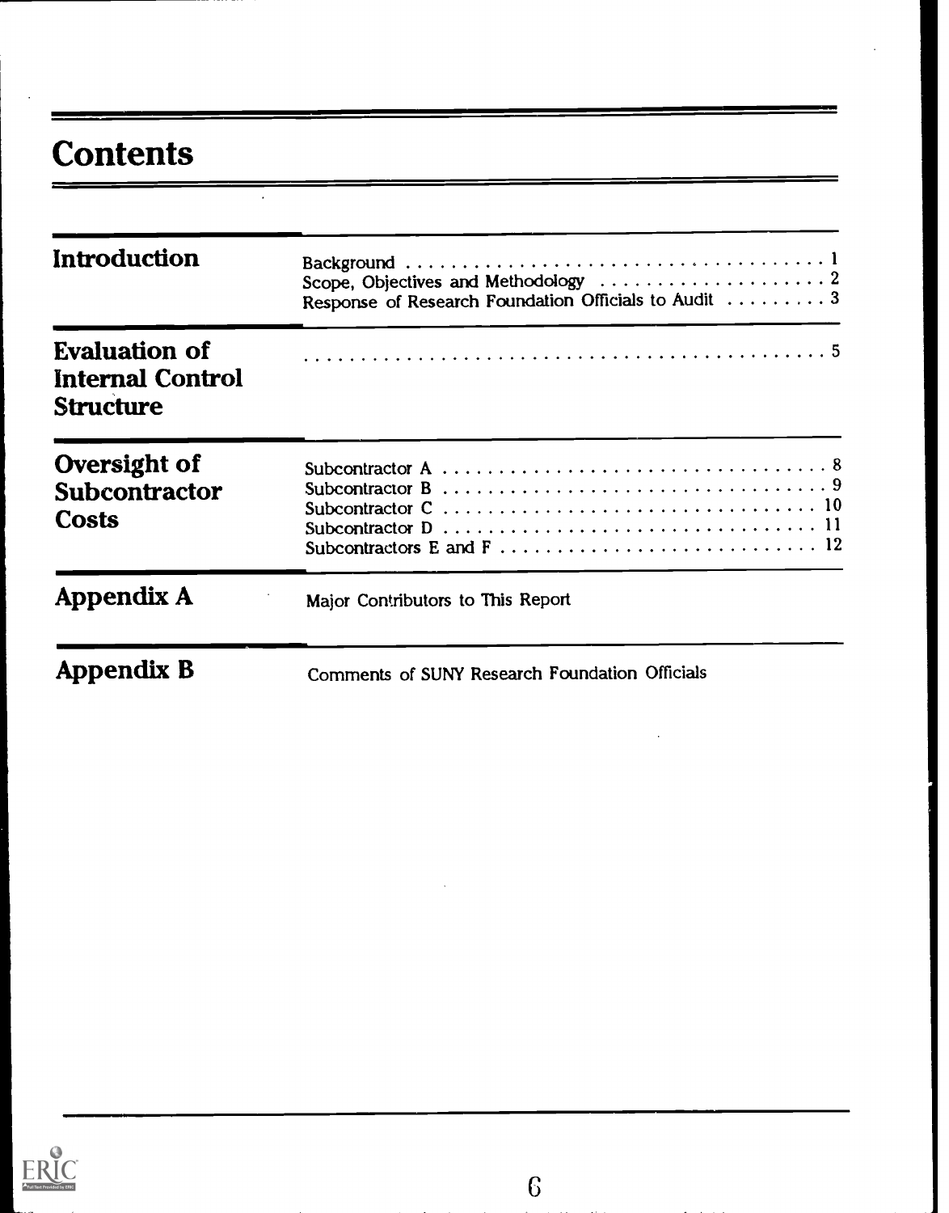# Contents

| Section | Entry | Page |
| --- | --- | --- |
| **Introduction** | Background | 1 |
| | Scope, Objectives and Methodology | 2 |
| | Response of Research Foundation Officials to Audit | 3 |
| **Evaluation of Internal Control Structure** | | 5 |
| **Oversight of Subcontractor Costs** | Subcontractor A | 8 |
| | Subcontractor B | 9 |
| | Subcontractor C | 10 |
| | Subcontractor D | 11 |
| | Subcontractors E and F | 12 |
| **Appendix A** | Major Contributors to This Report | |
| **Appendix B** | Comments of SUNY Research Foundation Officials | |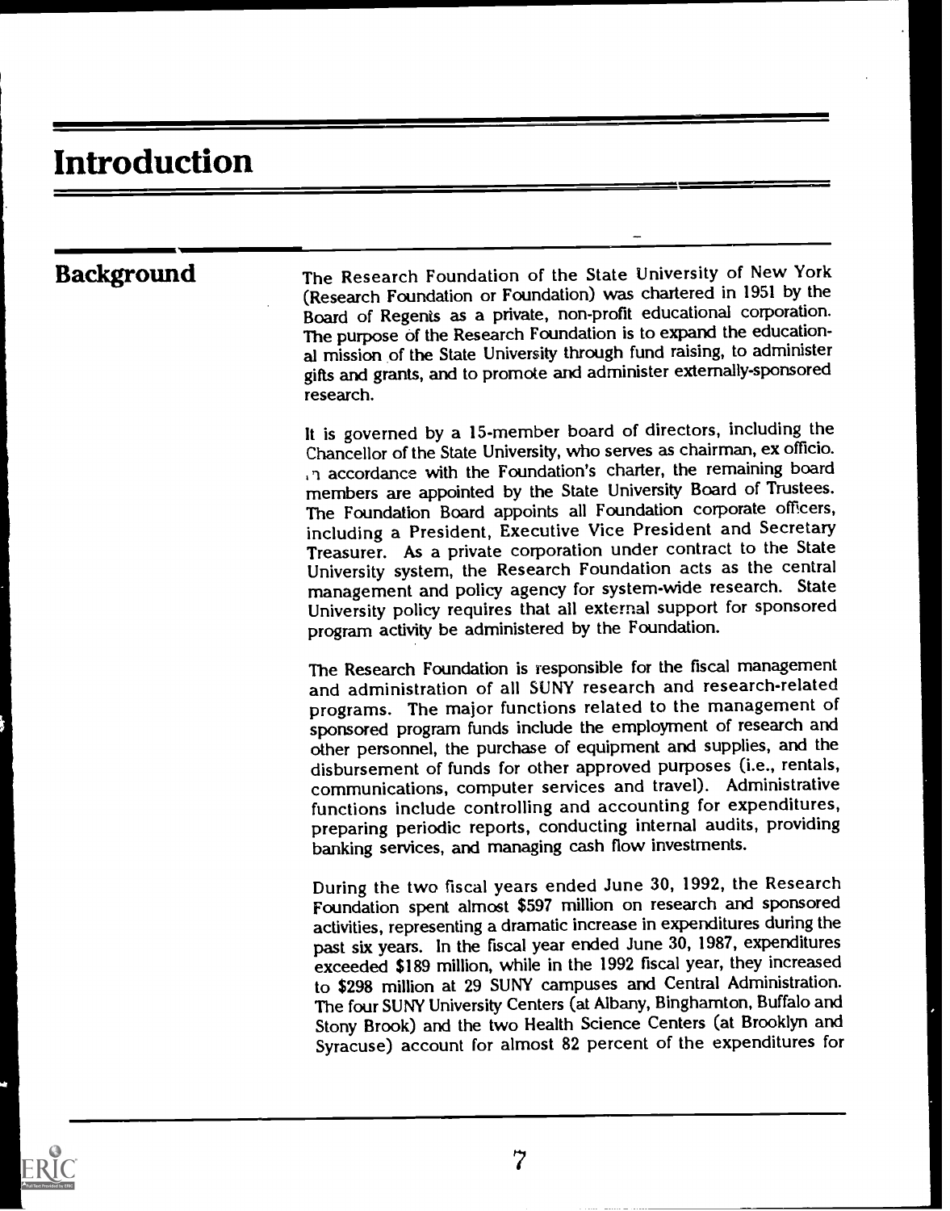# Introduction

## Background

The Research Foundation of the State University of New York (Research Foundation or Foundation) was chartered in 1951 by the Board of Regents as a private, non-profit educational corporation. The purpose of the Research Foundation is to expand the educational mission of the State University through fund raising, to administer gifts and grants, and to promote and administer externally-sponsored research.

It is governed by a 15-member board of directors, including the Chancellor of the State University, who serves as chairman, ex officio. In accordance with the Foundation's charter, the remaining board members are appointed by the State University Board of Trustees. The Foundation Board appoints all Foundation corporate officers, including a President, Executive Vice President and Secretary Treasurer. As a private corporation under contract to the State University system, the Research Foundation acts as the central management and policy agency for system-wide research. State University policy requires that all external support for sponsored program activity be administered by the Foundation.

The Research Foundation is responsible for the fiscal management and administration of all SUNY research and research-related programs. The major functions related to the management of sponsored program funds include the employment of research and other personnel, the purchase of equipment and supplies, and the disbursement of funds for other approved purposes (i.e., rentals, communications, computer services and travel). Administrative functions include controlling and accounting for expenditures, preparing periodic reports, conducting internal audits, providing banking services, and managing cash flow investments.

During the two fiscal years ended June 30, 1992, the Research Foundation spent almost $597 million on research and sponsored activities, representing a dramatic increase in expenditures during the past six years. In the fiscal year ended June 30, 1987, expenditures exceeded $189 million, while in the 1992 fiscal year, they increased to $298 million at 29 SUNY campuses and Central Administration. The four SUNY University Centers (at Albany, Binghamton, Buffalo and Stony Brook) and the two Health Science Centers (at Brooklyn and Syracuse) account for almost 82 percent of the expenditures for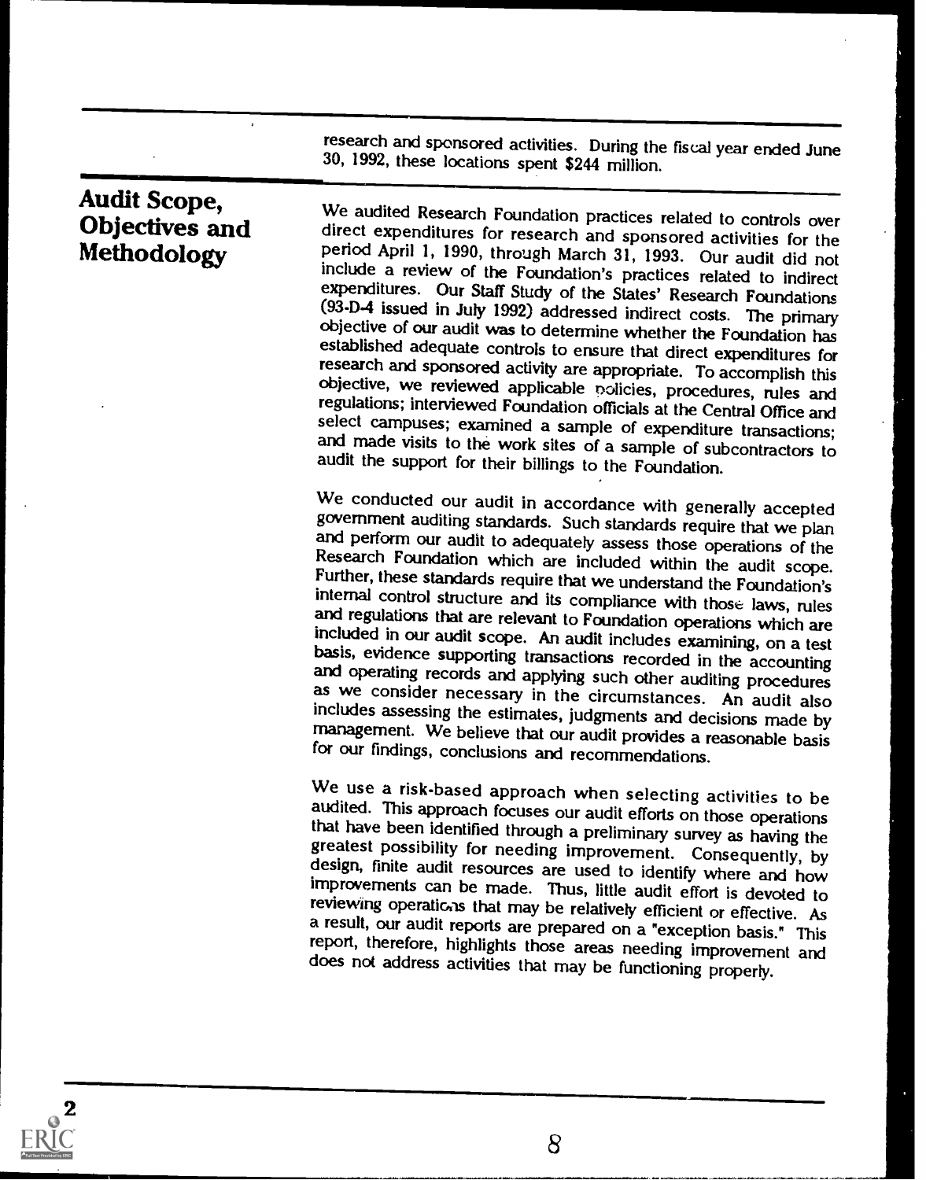research and sponsored activities. During the fiscal year ended June 30, 1992, these locations spent $244 million.

## Audit Scope, Objectives and Methodology

We audited Research Foundation practices related to controls over direct expenditures for research and sponsored activities for the period April 1, 1990, through March 31, 1993. Our audit did not include a review of the Foundation's practices related to indirect expenditures. Our Staff Study of the States' Research Foundations (93-D-4 issued in July 1992) addressed indirect costs. The primary objective of our audit was to determine whether the Foundation has established adequate controls to ensure that direct expenditures for research and sponsored activity are appropriate. To accomplish this objective, we reviewed applicable policies, procedures, rules and regulations; interviewed Foundation officials at the Central Office and select campuses; examined a sample of expenditure transactions; and made visits to the work sites of a sample of subcontractors to audit the support for their billings to the Foundation.

We conducted our audit in accordance with generally accepted government auditing standards. Such standards require that we plan and perform our audit to adequately assess those operations of the Research Foundation which are included within the audit scope. Further, these standards require that we understand the Foundation's internal control structure and its compliance with those laws, rules and regulations that are relevant to Foundation operations which are included in our audit scope. An audit includes examining, on a test basis, evidence supporting transactions recorded in the accounting and operating records and applying such other auditing procedures as we consider necessary in the circumstances. An audit also includes assessing the estimates, judgments and decisions made by management. We believe that our audit provides a reasonable basis for our findings, conclusions and recommendations.

We use a risk-based approach when selecting activities to be audited. This approach focuses our audit efforts on those operations that have been identified through a preliminary survey as having the greatest possibility for needing improvement. Consequently, by design, finite audit resources are used to identify where and how improvements can be made. Thus, little audit effort is devoted to reviewing operations that may be relatively efficient or effective. As a result, our audit reports are prepared on a "exception basis." This report, therefore, highlights those areas needing improvement and does not address activities that may be functioning properly.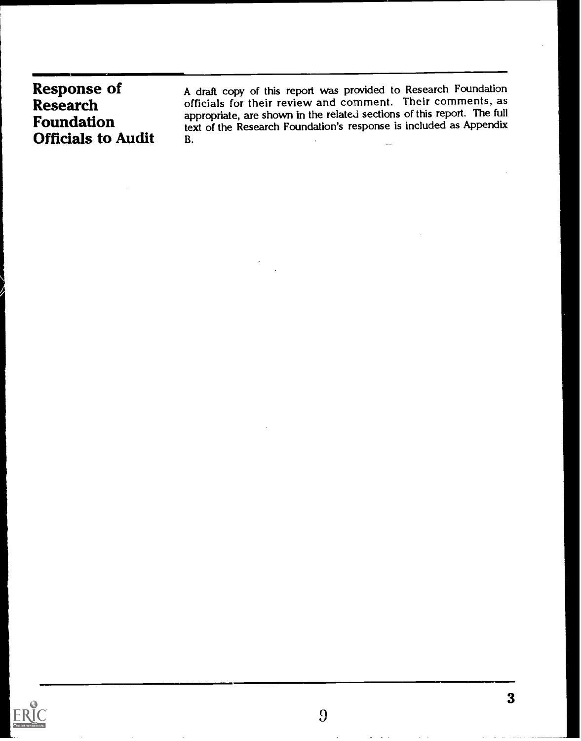## Response of Research Foundation Officials to Audit

A draft copy of this report was provided to Research Foundation officials for their review and comment. Their comments, as appropriate, are shown in the related sections of this report. The full text of the Research Foundation's response is included as Appendix B.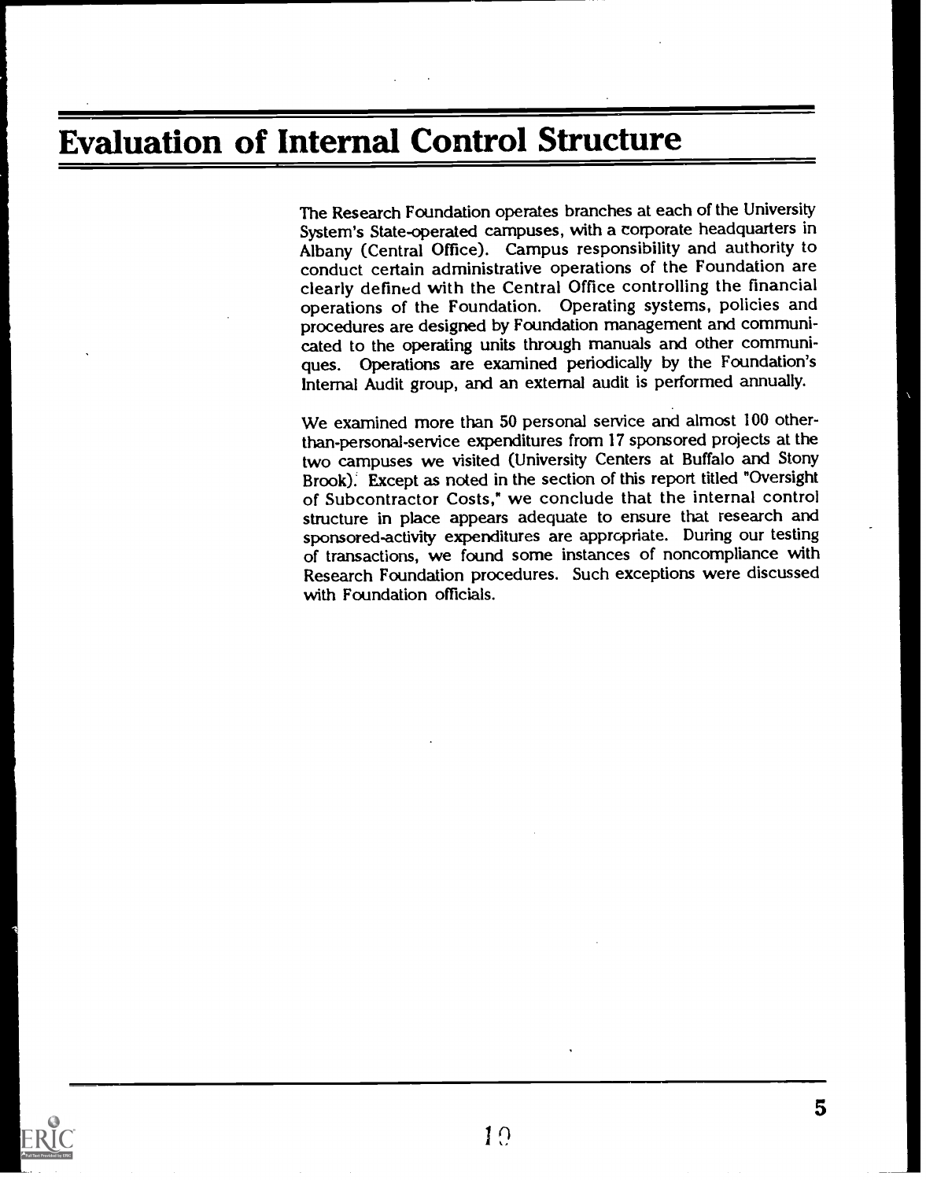# Evaluation of Internal Control Structure

The Research Foundation operates branches at each of the University System's State-operated campuses, with a corporate headquarters in Albany (Central Office). Campus responsibility and authority to conduct certain administrative operations of the Foundation are clearly defined with the Central Office controlling the financial operations of the Foundation. Operating systems, policies and procedures are designed by Foundation management and communicated to the operating units through manuals and other communiques. Operations are examined periodically by the Foundation's Internal Audit group, and an external audit is performed annually.

We examined more than 50 personal service and almost 100 other-than-personal-service expenditures from 17 sponsored projects at the two campuses we visited (University Centers at Buffalo and Stony Brook). Except as noted in the section of this report titled "Oversight of Subcontractor Costs," we conclude that the internal control structure in place appears adequate to ensure that research and sponsored-activity expenditures are appropriate. During our testing of transactions, we found some instances of noncompliance with Research Foundation procedures. Such exceptions were discussed with Foundation officials.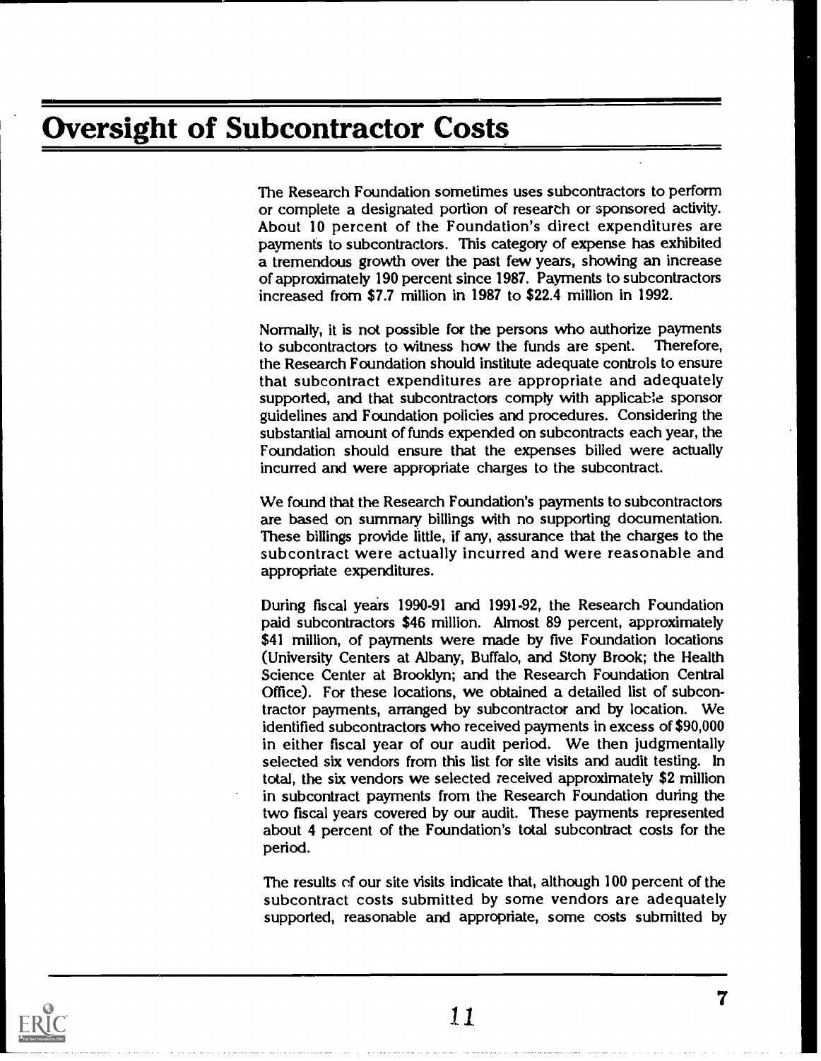# Oversight of Subcontractor Costs

The Research Foundation sometimes uses subcontractors to perform or complete a designated portion of research or sponsored activity. About 10 percent of the Foundation's direct expenditures are payments to subcontractors. This category of expense has exhibited a tremendous growth over the past few years, showing an increase of approximately 190 percent since 1987. Payments to subcontractors increased from $7.7 million in 1987 to $22.4 million in 1992.

Normally, it is not possible for the persons who authorize payments to subcontractors to witness how the funds are spent. Therefore, the Research Foundation should institute adequate controls to ensure that subcontract expenditures are appropriate and adequately supported, and that subcontractors comply with applicable sponsor guidelines and Foundation policies and procedures. Considering the substantial amount of funds expended on subcontracts each year, the Foundation should ensure that the expenses billed were actually incurred and were appropriate charges to the subcontract.

We found that the Research Foundation's payments to subcontractors are based on summary billings with no supporting documentation. These billings provide little, if any, assurance that the charges to the subcontract were actually incurred and were reasonable and appropriate expenditures.

During fiscal years 1990-91 and 1991-92, the Research Foundation paid subcontractors $46 million. Almost 89 percent, approximately $41 million, of payments were made by five Foundation locations (University Centers at Albany, Buffalo, and Stony Brook; the Health Science Center at Brooklyn; and the Research Foundation Central Office). For these locations, we obtained a detailed list of subcontractor payments, arranged by subcontractor and by location. We identified subcontractors who received payments in excess of $90,000 in either fiscal year of our audit period. We then judgmentally selected six vendors from this list for site visits and audit testing. In total, the six vendors we selected received approximately $2 million in subcontract payments from the Research Foundation during the two fiscal years covered by our audit. These payments represented about 4 percent of the Foundation's total subcontract costs for the period.

The results of our site visits indicate that, although 100 percent of the subcontract costs submitted by some vendors are adequately supported, reasonable and appropriate, some costs submitted by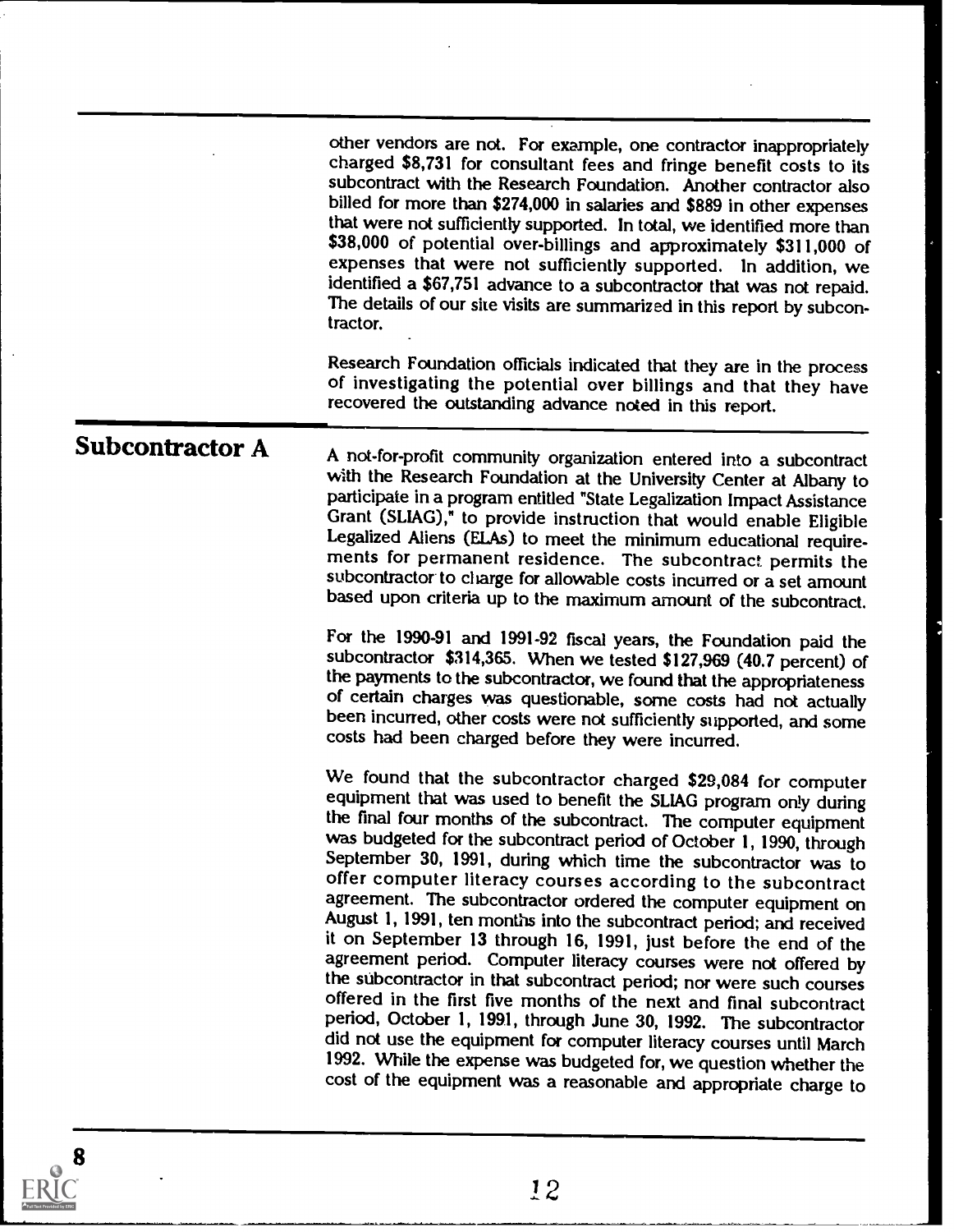other vendors are not. For example, one contractor inappropriately charged $8,731 for consultant fees and fringe benefit costs to its subcontract with the Research Foundation. Another contractor also billed for more than $274,000 in salaries and $889 in other expenses that were not sufficiently supported. In total, we identified more than $38,000 of potential over-billings and approximately $311,000 of expenses that were not sufficiently supported. In addition, we identified a $67,751 advance to a subcontractor that was not repaid. The details of our site visits are summarized in this report by subcontractor.

Research Foundation officials indicated that they are in the process of investigating the potential over billings and that they have recovered the outstanding advance noted in this report.

## Subcontractor A

A not-for-profit community organization entered into a subcontract with the Research Foundation at the University Center at Albany to participate in a program entitled "State Legalization Impact Assistance Grant (SLIAG)," to provide instruction that would enable Eligible Legalized Aliens (ELAs) to meet the minimum educational requirements for permanent residence. The subcontract permits the subcontractor to charge for allowable costs incurred or a set amount based upon criteria up to the maximum amount of the subcontract.

For the 1990-91 and 1991-92 fiscal years, the Foundation paid the subcontractor $314,365. When we tested $127,969 (40.7 percent) of the payments to the subcontractor, we found that the appropriateness of certain charges was questionable, some costs had not actually been incurred, other costs were not sufficiently supported, and some costs had been charged before they were incurred.

We found that the subcontractor charged $29,084 for computer equipment that was used to benefit the SLIAG program only during the final four months of the subcontract. The computer equipment was budgeted for the subcontract period of October 1, 1990, through September 30, 1991, during which time the subcontractor was to offer computer literacy courses according to the subcontract agreement. The subcontractor ordered the computer equipment on August 1, 1991, ten months into the subcontract period; and received it on September 13 through 16, 1991, just before the end of the agreement period. Computer literacy courses were not offered by the subcontractor in that subcontract period; nor were such courses offered in the first five months of the next and final subcontract period, October 1, 1991, through June 30, 1992. The subcontractor did not use the equipment for computer literacy courses until March 1992. While the expense was budgeted for, we question whether the cost of the equipment was a reasonable and appropriate charge to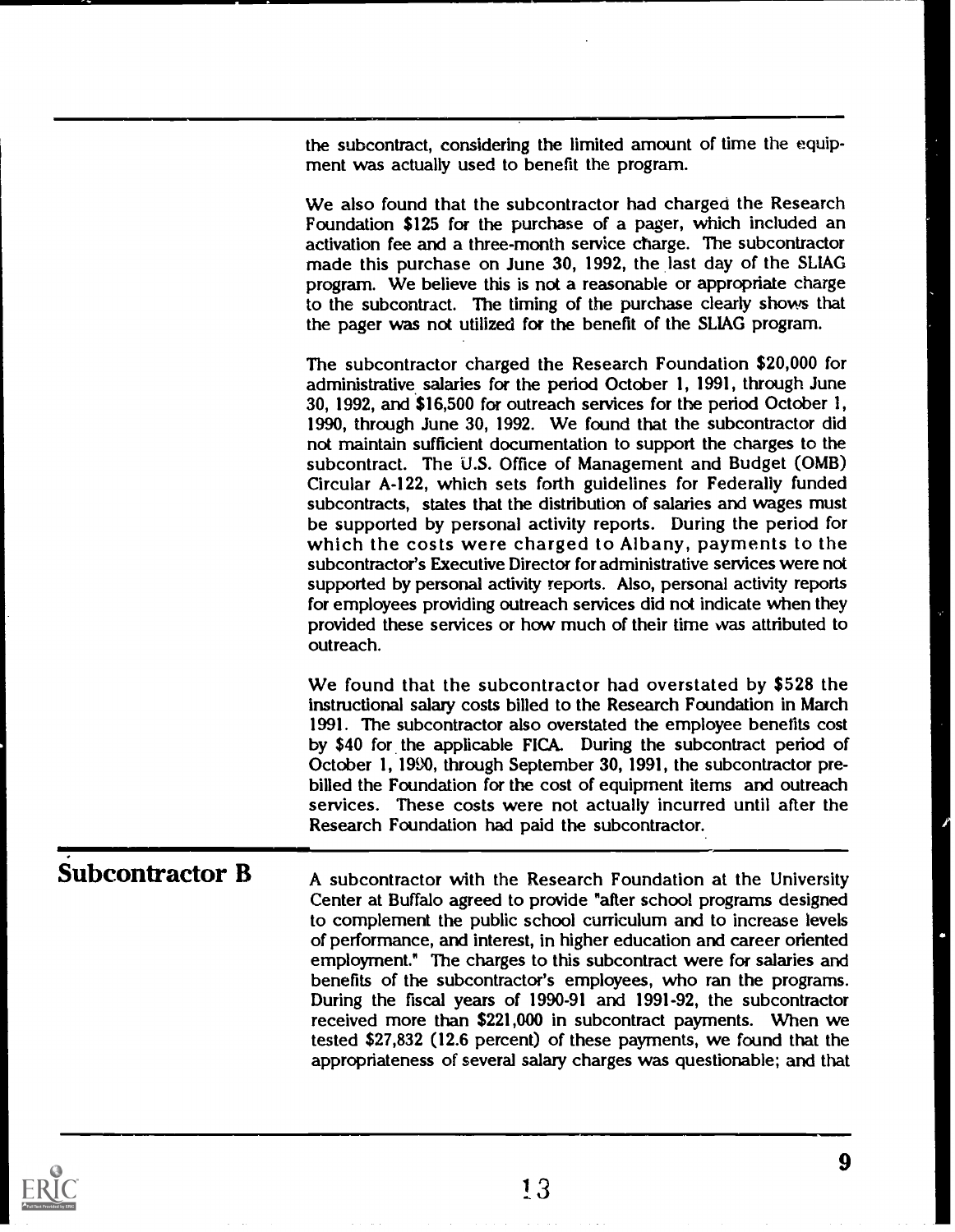the subcontract, considering the limited amount of time the equipment was actually used to benefit the program.

We also found that the subcontractor had charged the Research Foundation $125 for the purchase of a pager, which included an activation fee and a three-month service charge. The subcontractor made this purchase on June 30, 1992, the last day of the SLIAG program. We believe this is not a reasonable or appropriate charge to the subcontract. The timing of the purchase clearly shows that the pager was not utilized for the benefit of the SLIAG program.

The subcontractor charged the Research Foundation $20,000 for administrative salaries for the period October 1, 1991, through June 30, 1992, and $16,500 for outreach services for the period October 1, 1990, through June 30, 1992. We found that the subcontractor did not maintain sufficient documentation to support the charges to the subcontract. The U.S. Office of Management and Budget (OMB) Circular A-122, which sets forth guidelines for Federally funded subcontracts, states that the distribution of salaries and wages must be supported by personal activity reports. During the period for which the costs were charged to Albany, payments to the subcontractor's Executive Director for administrative services were not supported by personal activity reports. Also, personal activity reports for employees providing outreach services did not indicate when they provided these services or how much of their time was attributed to outreach.

We found that the subcontractor had overstated by $528 the instructional salary costs billed to the Research Foundation in March 1991. The subcontractor also overstated the employee benefits cost by $40 for the applicable FICA. During the subcontract period of October 1, 1990, through September 30, 1991, the subcontractor pre-billed the Foundation for the cost of equipment items and outreach services. These costs were not actually incurred until after the Research Foundation had paid the subcontractor.

## Subcontractor B

A subcontractor with the Research Foundation at the University Center at Buffalo agreed to provide "after school programs designed to complement the public school curriculum and to increase levels of performance, and interest, in higher education and career oriented employment." The charges to this subcontract were for salaries and benefits of the subcontractor's employees, who ran the programs. During the fiscal years of 1990-91 and 1991-92, the subcontractor received more than $221,000 in subcontract payments. When we tested $27,832 (12.6 percent) of these payments, we found that the appropriateness of several salary charges was questionable; and that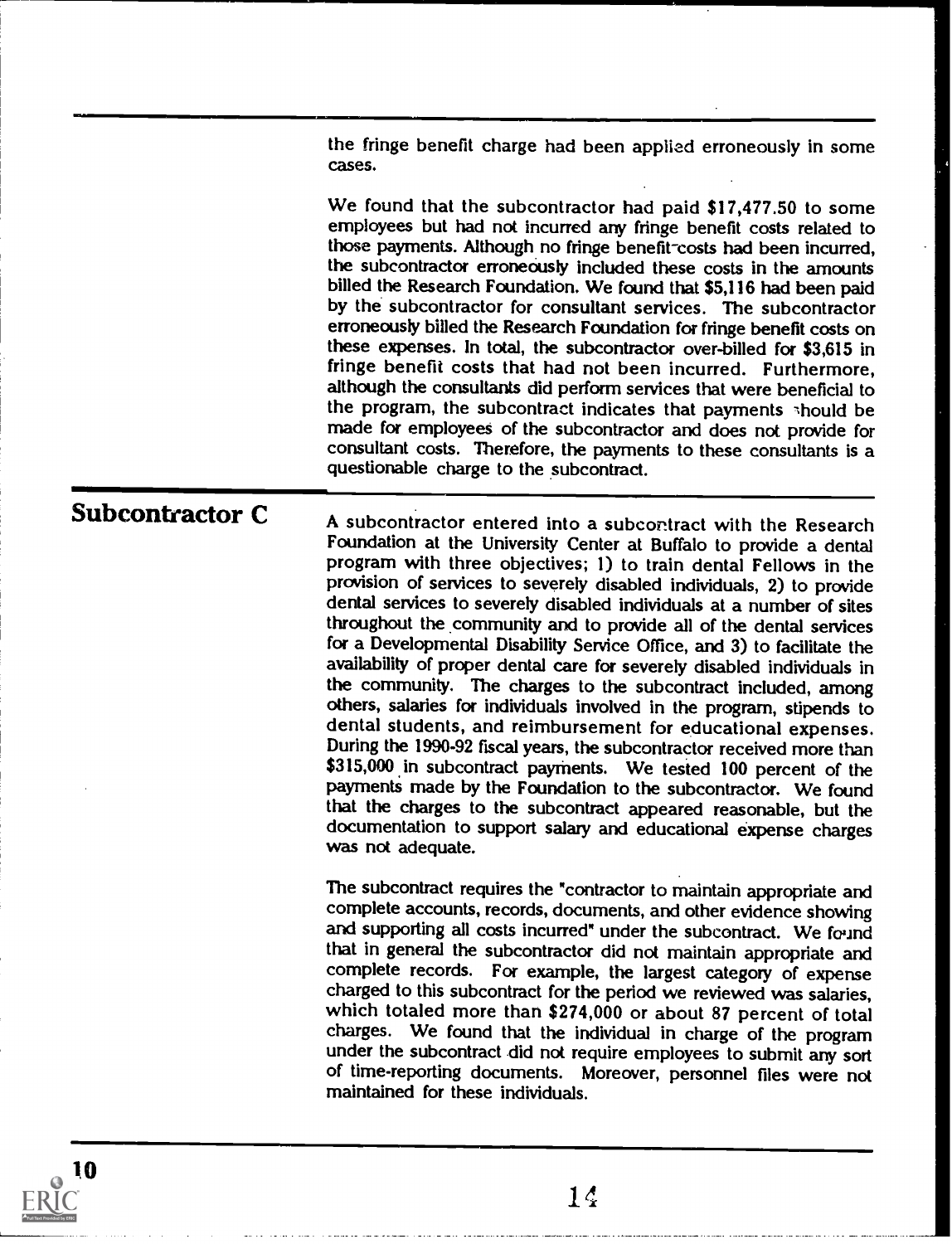the fringe benefit charge had been applied erroneously in some cases.

We found that the subcontractor had paid $17,477.50 to some employees but had not incurred any fringe benefit costs related to those payments. Although no fringe benefit costs had been incurred, the subcontractor erroneously included these costs in the amounts billed the Research Foundation. We found that $5,116 had been paid by the subcontractor for consultant services. The subcontractor erroneously billed the Research Foundation for fringe benefit costs on these expenses. In total, the subcontractor over-billed for $3,615 in fringe benefit costs that had not been incurred. Furthermore, although the consultants did perform services that were beneficial to the program, the subcontract indicates that payments should be made for employees of the subcontractor and does not provide for consultant costs. Therefore, the payments to these consultants is a questionable charge to the subcontract.

## Subcontractor C

A subcontractor entered into a subcontract with the Research Foundation at the University Center at Buffalo to provide a dental program with three objectives; 1) to train dental Fellows in the provision of services to severely disabled individuals, 2) to provide dental services to severely disabled individuals at a number of sites throughout the community and to provide all of the dental services for a Developmental Disability Service Office, and 3) to facilitate the availability of proper dental care for severely disabled individuals in the community. The charges to the subcontract included, among others, salaries for individuals involved in the program, stipends to dental students, and reimbursement for educational expenses. During the 1990-92 fiscal years, the subcontractor received more than $315,000 in subcontract payments. We tested 100 percent of the payments made by the Foundation to the subcontractor. We found that the charges to the subcontract appeared reasonable, but the documentation to support salary and educational expense charges was not adequate.

The subcontract requires the "contractor to maintain appropriate and complete accounts, records, documents, and other evidence showing and supporting all costs incurred" under the subcontract. We found that in general the subcontractor did not maintain appropriate and complete records. For example, the largest category of expense charged to this subcontract for the period we reviewed was salaries, which totaled more than $274,000 or about 87 percent of total charges. We found that the individual in charge of the program under the subcontract did not require employees to submit any sort of time-reporting documents. Moreover, personnel files were not maintained for these individuals.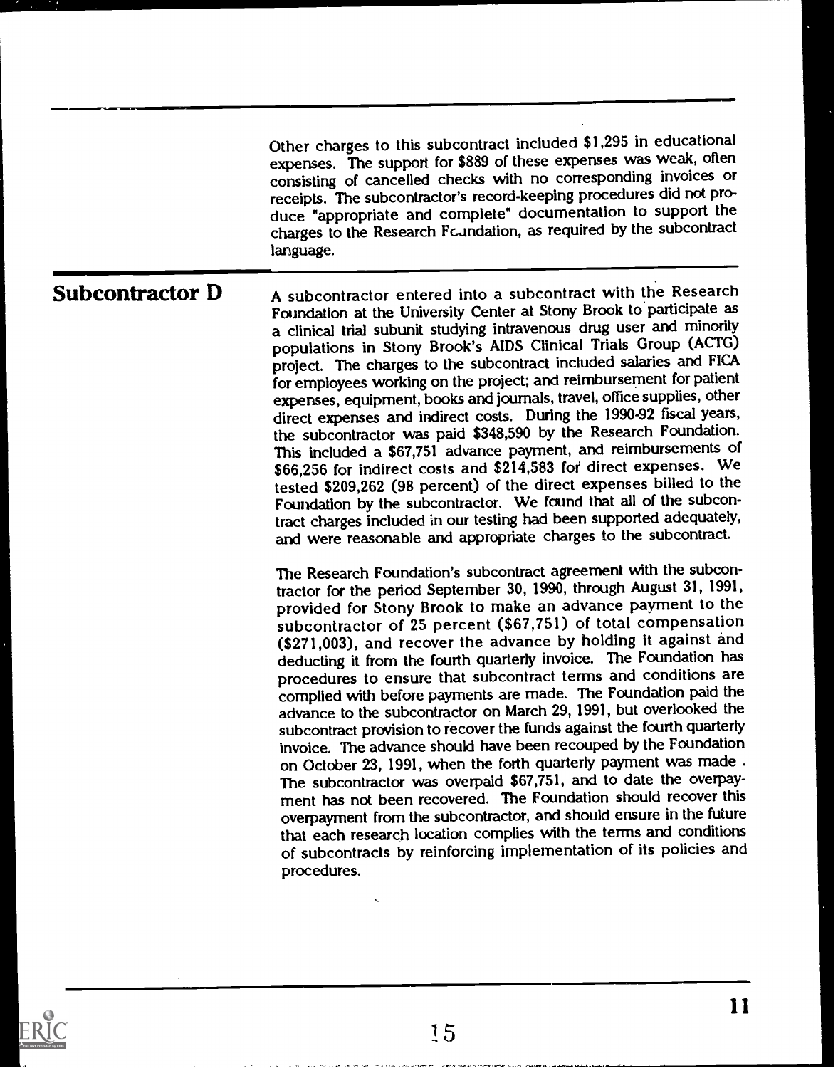Other charges to this subcontract included $1,295 in educational expenses. The support for $889 of these expenses was weak, often consisting of cancelled checks with no corresponding invoices or receipts. The subcontractor's record-keeping procedures did not produce "appropriate and complete" documentation to support the charges to the Research Foundation, as required by the subcontract language.

## Subcontractor D

A subcontractor entered into a subcontract with the Research Foundation at the University Center at Stony Brook to participate as a clinical trial subunit studying intravenous drug user and minority populations in Stony Brook's AIDS Clinical Trials Group (ACTG) project. The charges to the subcontract included salaries and FICA for employees working on the project; and reimbursement for patient expenses, equipment, books and journals, travel, office supplies, other direct expenses and indirect costs. During the 1990-92 fiscal years, the subcontractor was paid $348,590 by the Research Foundation. This included a $67,751 advance payment, and reimbursements of $66,256 for indirect costs and $214,583 for direct expenses. We tested $209,262 (98 percent) of the direct expenses billed to the Foundation by the subcontractor. We found that all of the subcontract charges included in our testing had been supported adequately, and were reasonable and appropriate charges to the subcontract.

The Research Foundation's subcontract agreement with the subcontractor for the period September 30, 1990, through August 31, 1991, provided for Stony Brook to make an advance payment to the subcontractor of 25 percent ($67,751) of total compensation ($271,003), and recover the advance by holding it against and deducting it from the fourth quarterly invoice. The Foundation has procedures to ensure that subcontract terms and conditions are complied with before payments are made. The Foundation paid the advance to the subcontractor on March 29, 1991, but overlooked the subcontract provision to recover the funds against the fourth quarterly invoice. The advance should have been recouped by the Foundation on October 23, 1991, when the forth quarterly payment was made . The subcontractor was overpaid $67,751, and to date the overpayment has not been recovered. The Foundation should recover this overpayment from the subcontractor, and should ensure in the future that each research location complies with the terms and conditions of subcontracts by reinforcing implementation of its policies and procedures.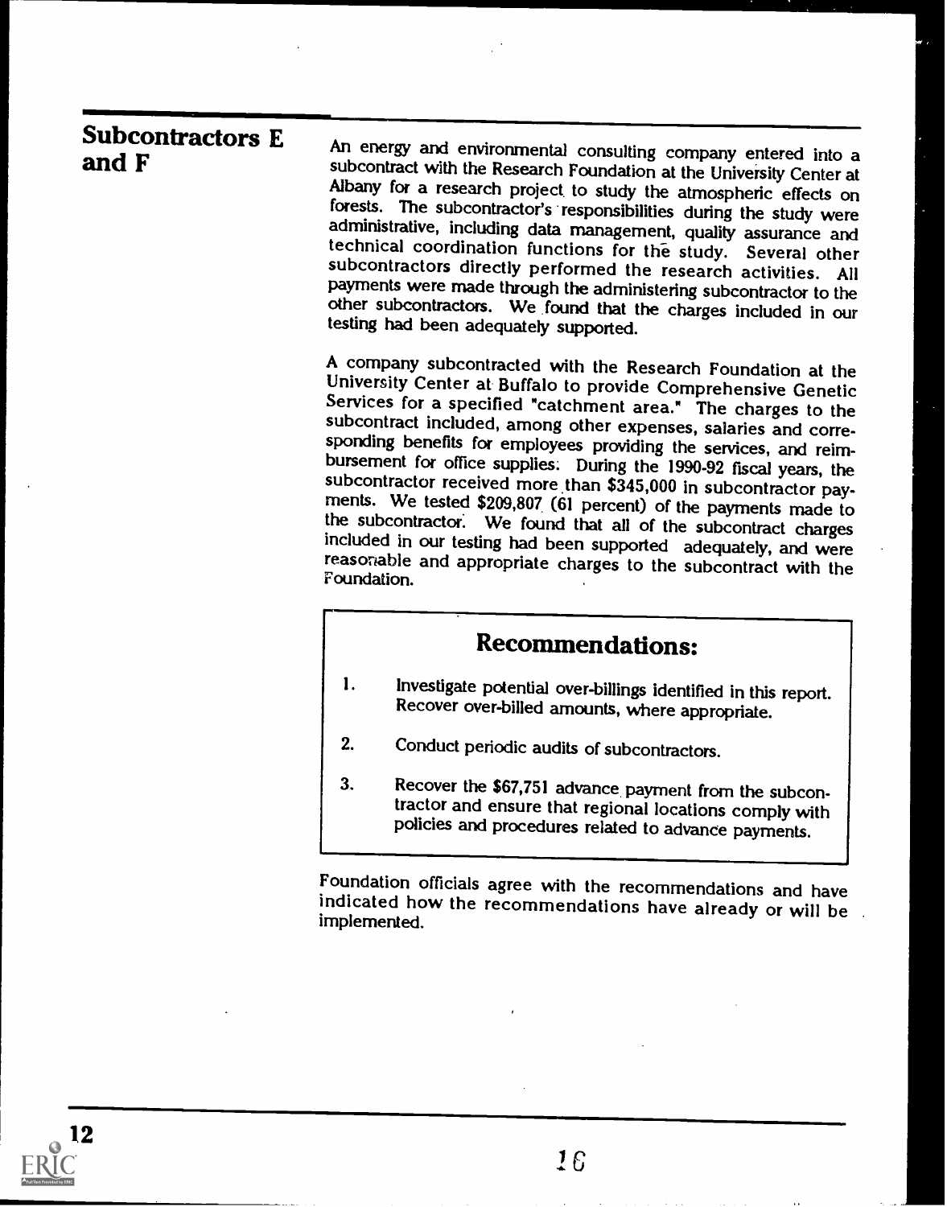## Subcontractors E and F

An energy and environmental consulting company entered into a subcontract with the Research Foundation at the University Center at Albany for a research project to study the atmospheric effects on forests. The subcontractor's responsibilities during the study were administrative, including data management, quality assurance and technical coordination functions for the study. Several other subcontractors directly performed the research activities. All payments were made through the administering subcontractor to the other subcontractors. We found that the charges included in our testing had been adequately supported.

A company subcontracted with the Research Foundation at the University Center at Buffalo to provide Comprehensive Genetic Services for a specified "catchment area." The charges to the subcontract included, among other expenses, salaries and corresponding benefits for employees providing the services, and reimbursement for office supplies. During the 1990-92 fiscal years, the subcontractor received more than $345,000 in subcontractor payments. We tested $209,807 (61 percent) of the payments made to the subcontractor. We found that all of the subcontract charges included in our testing had been supported adequately, and were reasonable and appropriate charges to the subcontract with the Foundation.

### Recommendations:

1. Investigate potential over-billings identified in this report. Recover over-billed amounts, where appropriate.
2. Conduct periodic audits of subcontractors.
3. Recover the $67,751 advance payment from the subcontractor and ensure that regional locations comply with policies and procedures related to advance payments.

Foundation officials agree with the recommendations and have indicated how the recommendations have already or will be implemented.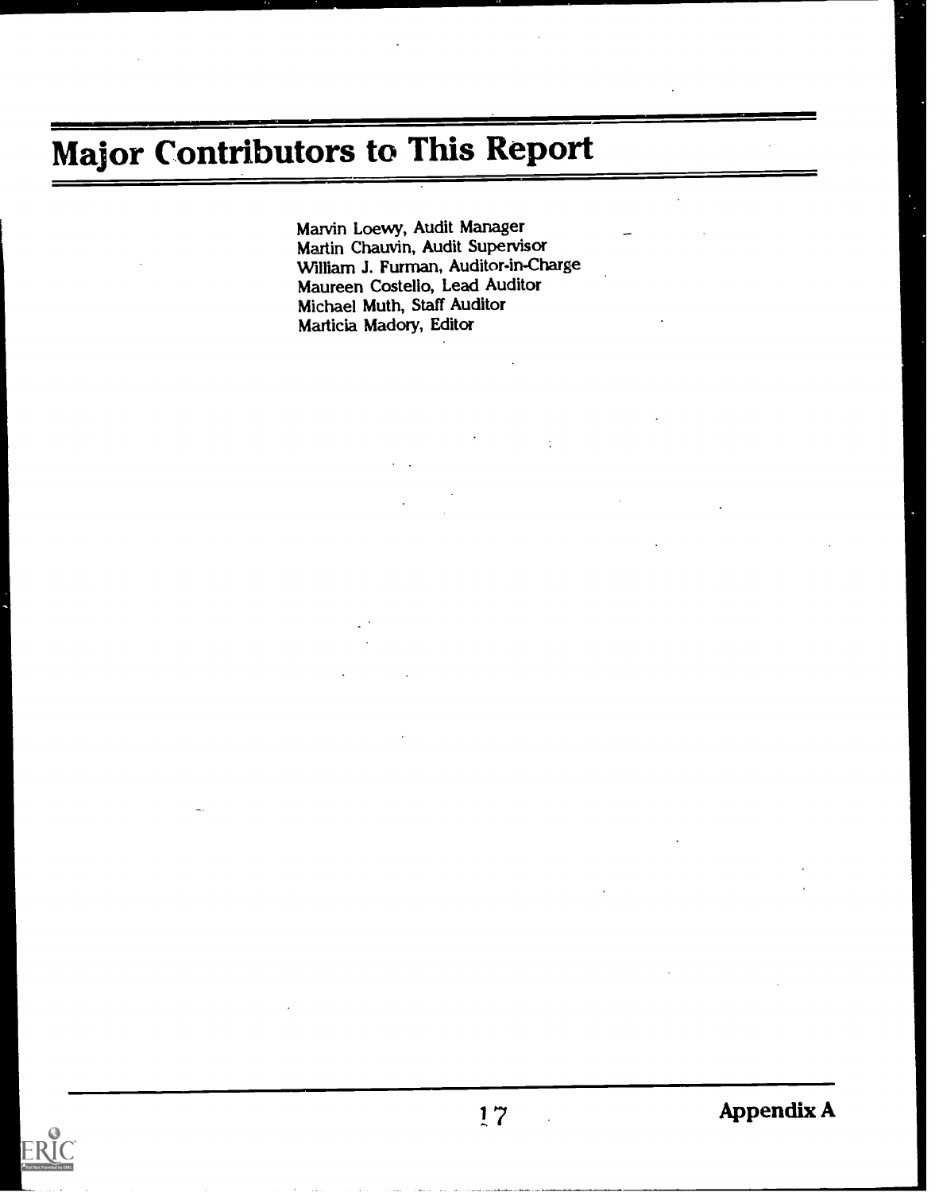# Major Contributors to This Report

Marvin Loewy, Audit Manager
Martin Chauvin, Audit Supervisor
William J. Furman, Auditor-in-Charge
Maureen Costello, Lead Auditor
Michael Muth, Staff Auditor
Marticia Madory, Editor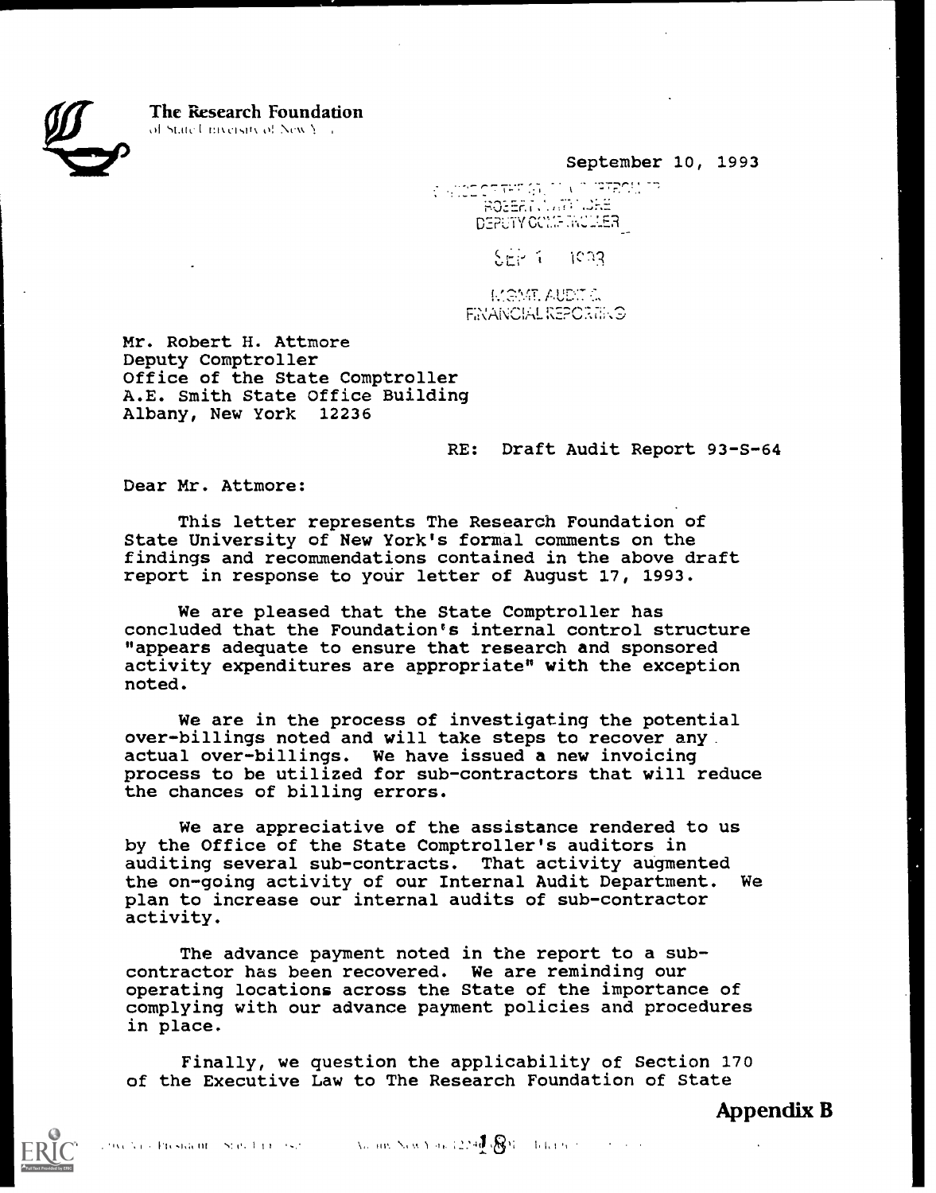**The Research Foundation**
of State University of New York

September 10, 1993

OFFICE OF THE STATE COMPTROLLER
ROBERT H. ATTMORE
DEPUTY COMPTROLLER

SEP 1 1993

MGMT. AUDIT &
FINANCIAL REPORTING

Mr. Robert H. Attmore
Deputy Comptroller
Office of the State Comptroller
A.E. Smith State Office Building
Albany, New York 12236

RE: Draft Audit Report 93-S-64

Dear Mr. Attmore:

This letter represents The Research Foundation of State University of New York's formal comments on the findings and recommendations contained in the above draft report in response to your letter of August 17, 1993.

We are pleased that the State Comptroller has concluded that the Foundation's internal control structure "appears adequate to ensure that research and sponsored activity expenditures are appropriate" with the exception noted.

We are in the process of investigating the potential over-billings noted and will take steps to recover any actual over-billings. We have issued a new invoicing process to be utilized for sub-contractors that will reduce the chances of billing errors.

We are appreciative of the assistance rendered to us by the Office of the State Comptroller's auditors in auditing several sub-contracts. That activity augmented the on-going activity of our Internal Audit Department. We plan to increase our internal audits of sub-contractor activity.

The advance payment noted in the report to a sub-contractor has been recovered. We are reminding our operating locations across the State of the importance of complying with our advance payment policies and procedures in place.

Finally, we question the applicability of Section 170 of the Executive Law to The Research Foundation of State

**Appendix B**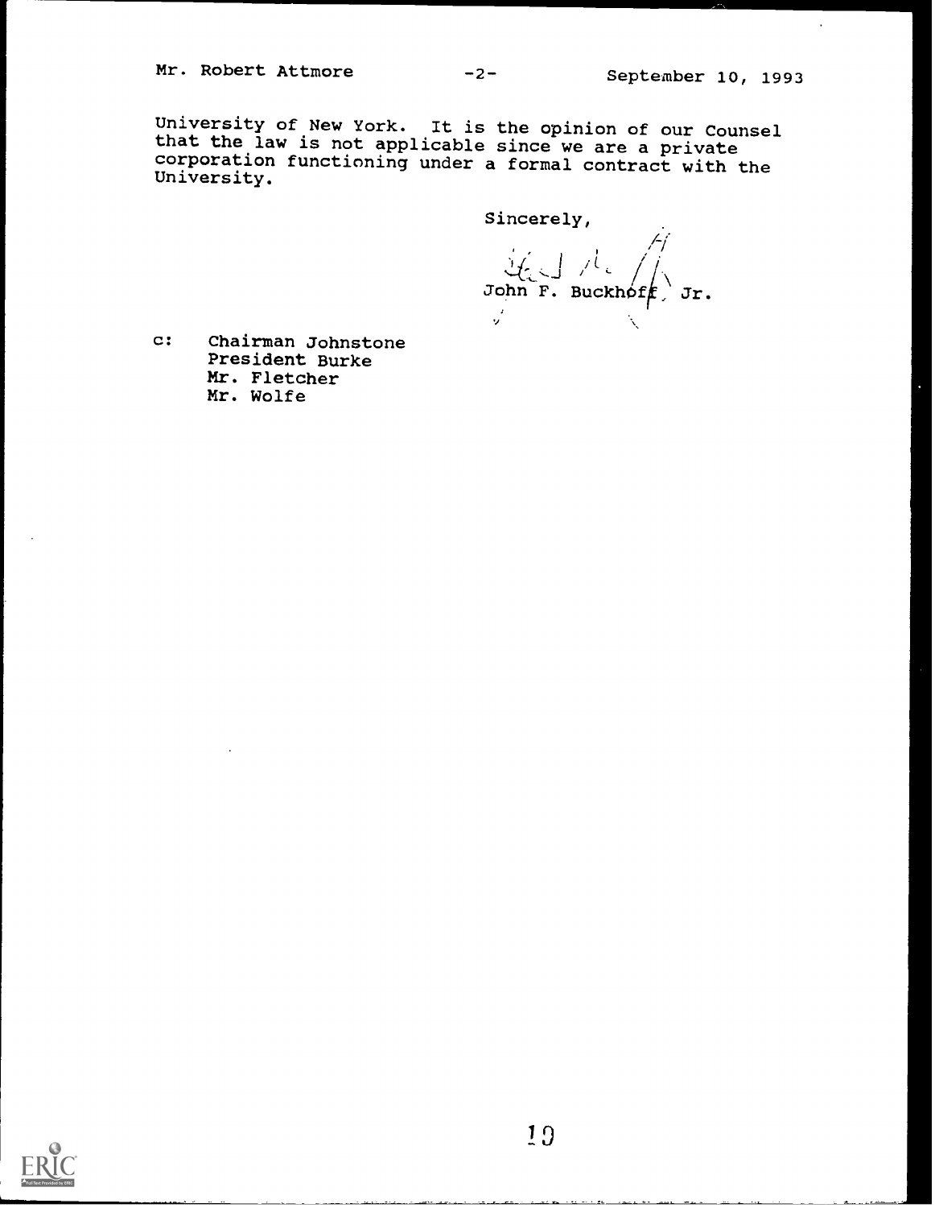University of New York. It is the opinion of our Counsel that the law is not applicable since we are a private corporation functioning under a formal contract with the University.

Sincerely,

John F. Buckhoff, Jr.

c: Chairman Johnstone
President Burke
Mr. Fletcher
Mr. Wolfe